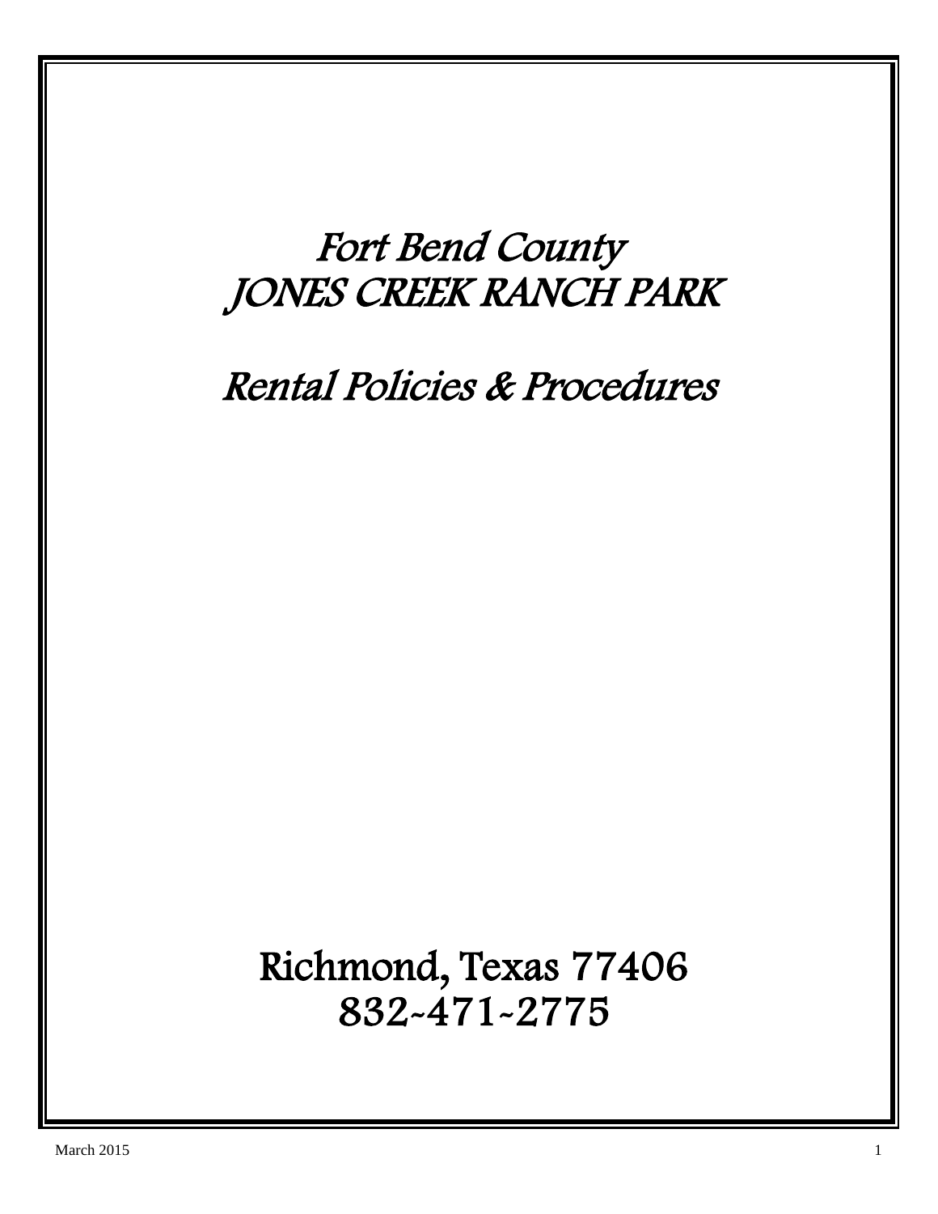# Fort Bend County
# JONES CREEK RANCH PARK

## Rental Policies & Procedures

Richmond, Texas 77406
832-471-2775

March 2015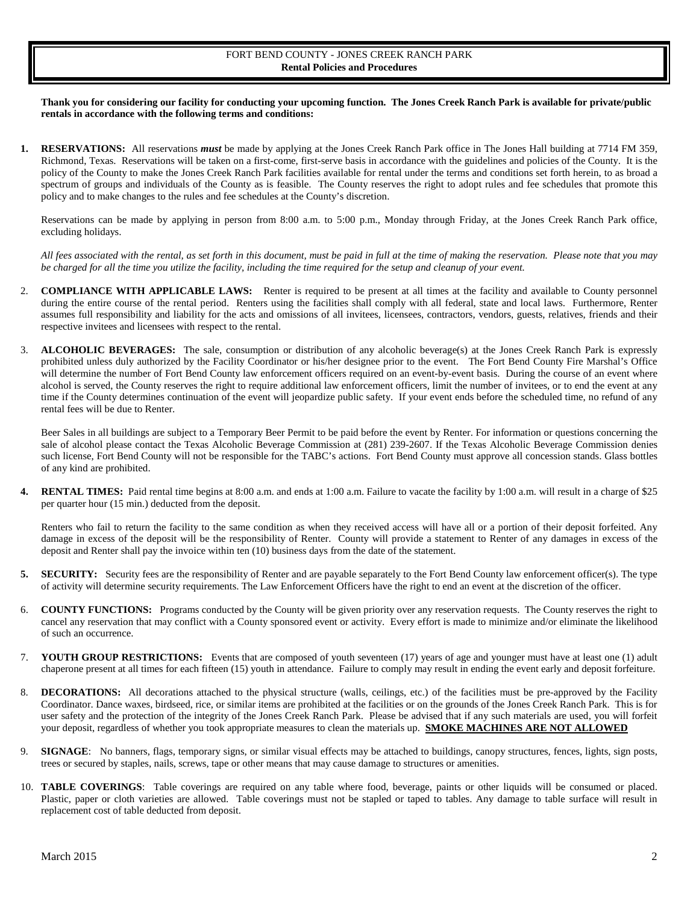FORT BEND COUNTY - JONES CREEK RANCH PARK
**Rental Policies and Procedures**

**Thank you for considering our facility for conducting your upcoming function. The Jones Creek Ranch Park is available for private/public rentals in accordance with the following terms and conditions:**

1. **RESERVATIONS:** All reservations ***must*** be made by applying at the Jones Creek Ranch Park office in The Jones Hall building at 7714 FM 359, Richmond, Texas. Reservations will be taken on a first-come, first-serve basis in accordance with the guidelines and policies of the County. It is the policy of the County to make the Jones Creek Ranch Park facilities available for rental under the terms and conditions set forth herein, to as broad a spectrum of groups and individuals of the County as is feasible. The County reserves the right to adopt rules and fee schedules that promote this policy and to make changes to the rules and fee schedules at the County's discretion.

   Reservations can be made by applying in person from 8:00 a.m. to 5:00 p.m., Monday through Friday, at the Jones Creek Ranch Park office, excluding holidays.

   *All fees associated with the rental, as set forth in this document, must be paid in full at the time of making the reservation. Please note that you may be charged for all the time you utilize the facility, including the time required for the setup and cleanup of your event.*

2. **COMPLIANCE WITH APPLICABLE LAWS:** Renter is required to be present at all times at the facility and available to County personnel during the entire course of the rental period. Renters using the facilities shall comply with all federal, state and local laws. Furthermore, Renter assumes full responsibility and liability for the acts and omissions of all invitees, licensees, contractors, vendors, guests, relatives, friends and their respective invitees and licensees with respect to the rental.

3. **ALCOHOLIC BEVERAGES:** The sale, consumption or distribution of any alcoholic beverage(s) at the Jones Creek Ranch Park is expressly prohibited unless duly authorized by the Facility Coordinator or his/her designee prior to the event. The Fort Bend County Fire Marshal's Office will determine the number of Fort Bend County law enforcement officers required on an event-by-event basis. During the course of an event where alcohol is served, the County reserves the right to require additional law enforcement officers, limit the number of invitees, or to end the event at any time if the County determines continuation of the event will jeopardize public safety. If your event ends before the scheduled time, no refund of any rental fees will be due to Renter.

   Beer Sales in all buildings are subject to a Temporary Beer Permit to be paid before the event by Renter. For information or questions concerning the sale of alcohol please contact the Texas Alcoholic Beverage Commission at (281) 239-2607. If the Texas Alcoholic Beverage Commission denies such license, Fort Bend County will not be responsible for the TABC's actions. Fort Bend County must approve all concession stands. Glass bottles of any kind are prohibited.

4. **RENTAL TIMES:** Paid rental time begins at 8:00 a.m. and ends at 1:00 a.m. Failure to vacate the facility by 1:00 a.m. will result in a charge of $25 per quarter hour (15 min.) deducted from the deposit.

   Renters who fail to return the facility to the same condition as when they received access will have all or a portion of their deposit forfeited. Any damage in excess of the deposit will be the responsibility of Renter. County will provide a statement to Renter of any damages in excess of the deposit and Renter shall pay the invoice within ten (10) business days from the date of the statement.

5. **SECURITY:** Security fees are the responsibility of Renter and are payable separately to the Fort Bend County law enforcement officer(s). The type of activity will determine security requirements. The Law Enforcement Officers have the right to end an event at the discretion of the officer.

6. **COUNTY FUNCTIONS:** Programs conducted by the County will be given priority over any reservation requests. The County reserves the right to cancel any reservation that may conflict with a County sponsored event or activity. Every effort is made to minimize and/or eliminate the likelihood of such an occurrence.

7. **YOUTH GROUP RESTRICTIONS:** Events that are composed of youth seventeen (17) years of age and younger must have at least one (1) adult chaperone present at all times for each fifteen (15) youth in attendance. Failure to comply may result in ending the event early and deposit forfeiture.

8. **DECORATIONS:** All decorations attached to the physical structure (walls, ceilings, etc.) of the facilities must be pre-approved by the Facility Coordinator. Dance waxes, birdseed, rice, or similar items are prohibited at the facilities or on the grounds of the Jones Creek Ranch Park. This is for user safety and the protection of the integrity of the Jones Creek Ranch Park. Please be advised that if any such materials are used, you will forfeit your deposit, regardless of whether you took appropriate measures to clean the materials up. **SMOKE MACHINES ARE NOT ALLOWED**

9. **SIGNAGE**: No banners, flags, temporary signs, or similar visual effects may be attached to buildings, canopy structures, fences, lights, sign posts, trees or secured by staples, nails, screws, tape or other means that may cause damage to structures or amenities.

10. **TABLE COVERINGS**: Table coverings are required on any table where food, beverage, paints or other liquids will be consumed or placed. Plastic, paper or cloth varieties are allowed. Table coverings must not be stapled or taped to tables. Any damage to table surface will result in replacement cost of table deducted from deposit.

March 2015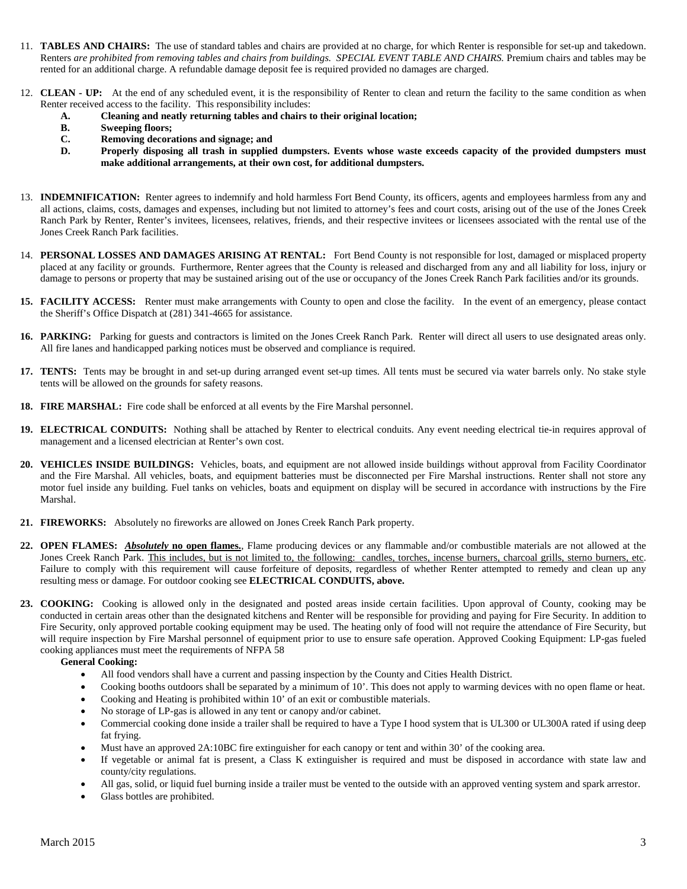11. **TABLES AND CHAIRS:** The use of standard tables and chairs are provided at no charge, for which Renter is responsible for set-up and takedown. Renters *are prohibited from removing tables and chairs from buildings. SPECIAL EVENT TABLE AND CHAIRS.* Premium chairs and tables may be rented for an additional charge. A refundable damage deposit fee is required provided no damages are charged.

12. **CLEAN - UP:** At the end of any scheduled event, it is the responsibility of Renter to clean and return the facility to the same condition as when Renter received access to the facility. This responsibility includes:
    - **A. Cleaning and neatly returning tables and chairs to their original location;**
    - **B. Sweeping floors;**
    - **C. Removing decorations and signage; and**
    - **D. Properly disposing all trash in supplied dumpsters. Events whose waste exceeds capacity of the provided dumpsters must make additional arrangements, at their own cost, for additional dumpsters.**

13. **INDEMNIFICATION:** Renter agrees to indemnify and hold harmless Fort Bend County, its officers, agents and employees harmless from any and all actions, claims, costs, damages and expenses, including but not limited to attorney's fees and court costs, arising out of the use of the Jones Creek Ranch Park by Renter, Renter's invitees, licensees, relatives, friends, and their respective invitees or licensees associated with the rental use of the Jones Creek Ranch Park facilities.

14. **PERSONAL LOSSES AND DAMAGES ARISING AT RENTAL:** Fort Bend County is not responsible for lost, damaged or misplaced property placed at any facility or grounds. Furthermore, Renter agrees that the County is released and discharged from any and all liability for loss, injury or damage to persons or property that may be sustained arising out of the use or occupancy of the Jones Creek Ranch Park facilities and/or its grounds.

15. **FACILITY ACCESS:** Renter must make arrangements with County to open and close the facility. In the event of an emergency, please contact the Sheriff's Office Dispatch at (281) 341-4665 for assistance.

16. **PARKING:** Parking for guests and contractors is limited on the Jones Creek Ranch Park. Renter will direct all users to use designated areas only. All fire lanes and handicapped parking notices must be observed and compliance is required.

17. **TENTS:** Tents may be brought in and set-up during arranged event set-up times. All tents must be secured via water barrels only. No stake style tents will be allowed on the grounds for safety reasons.

18. **FIRE MARSHAL:** Fire code shall be enforced at all events by the Fire Marshal personnel.

19. **ELECTRICAL CONDUITS:** Nothing shall be attached by Renter to electrical conduits. Any event needing electrical tie-in requires approval of management and a licensed electrician at Renter's own cost.

20. **VEHICLES INSIDE BUILDINGS:** Vehicles, boats, and equipment are not allowed inside buildings without approval from Facility Coordinator and the Fire Marshal. All vehicles, boats, and equipment batteries must be disconnected per Fire Marshal instructions. Renter shall not store any motor fuel inside any building. Fuel tanks on vehicles, boats and equipment on display will be secured in accordance with instructions by the Fire Marshal.

21. **FIREWORKS:** Absolutely no fireworks are allowed on Jones Creek Ranch Park property.

22. **OPEN FLAMES:** ***Absolutely* no open flames.**, Flame producing devices or any flammable and/or combustible materials are not allowed at the Jones Creek Ranch Park. This includes, but is not limited to, the following: candles, torches, incense burners, charcoal grills, sterno burners, etc. Failure to comply with this requirement will cause forfeiture of deposits, regardless of whether Renter attempted to remedy and clean up any resulting mess or damage. For outdoor cooking see **ELECTRICAL CONDUITS, above.**

23. **COOKING:** Cooking is allowed only in the designated and posted areas inside certain facilities. Upon approval of County, cooking may be conducted in certain areas other than the designated kitchens and Renter will be responsible for providing and paying for Fire Security. In addition to Fire Security, only approved portable cooking equipment may be used. The heating only of food will not require the attendance of Fire Security, but will require inspection by Fire Marshal personnel of equipment prior to use to ensure safe operation. Approved Cooking Equipment: LP-gas fueled cooking appliances must meet the requirements of NFPA 58

    **General Cooking:**

    - All food vendors shall have a current and passing inspection by the County and Cities Health District.
    - Cooking booths outdoors shall be separated by a minimum of 10'. This does not apply to warming devices with no open flame or heat.
    - Cooking and Heating is prohibited within 10' of an exit or combustible materials.
    - No storage of LP-gas is allowed in any tent or canopy and/or cabinet.
    - Commercial cooking done inside a trailer shall be required to have a Type I hood system that is UL300 or UL300A rated if using deep fat frying.
    - Must have an approved 2A:10BC fire extinguisher for each canopy or tent and within 30' of the cooking area.
    - If vegetable or animal fat is present, a Class K extinguisher is required and must be disposed in accordance with state law and county/city regulations.
    - All gas, solid, or liquid fuel burning inside a trailer must be vented to the outside with an approved venting system and spark arrestor.
    - Glass bottles are prohibited.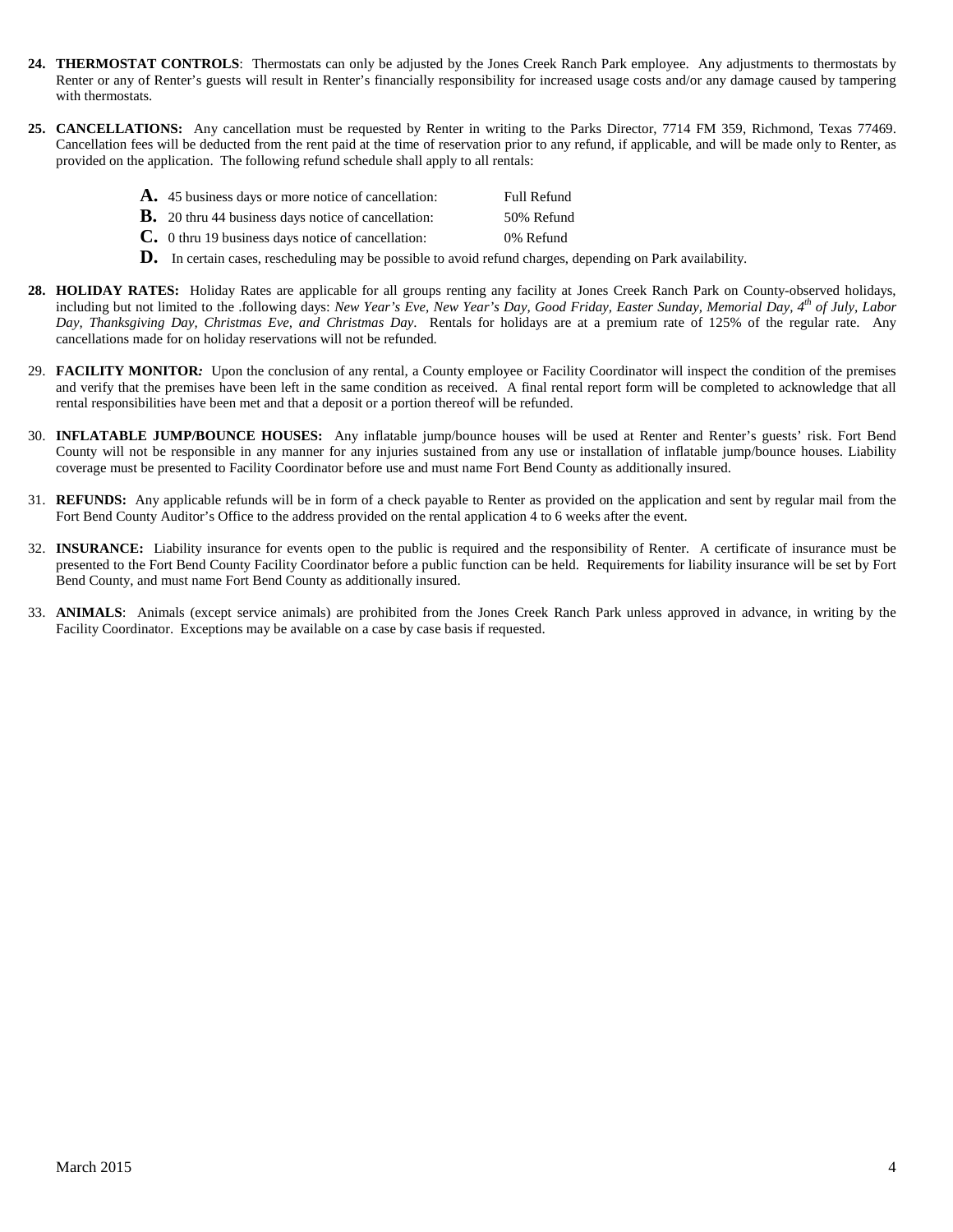**24. THERMOSTAT CONTROLS**: Thermostats can only be adjusted by the Jones Creek Ranch Park employee. Any adjustments to thermostats by Renter or any of Renter's guests will result in Renter's financially responsibility for increased usage costs and/or any damage caused by tampering with thermostats.

**25. CANCELLATIONS:** Any cancellation must be requested by Renter in writing to the Parks Director, 7714 FM 359, Richmond, Texas 77469. Cancellation fees will be deducted from the rent paid at the time of reservation prior to any refund, if applicable, and will be made only to Renter, as provided on the application. The following refund schedule shall apply to all rentals:

- **A.** 45 business days or more notice of cancellation: Full Refund
- **B.** 20 thru 44 business days notice of cancellation: 50% Refund
- **C.** 0 thru 19 business days notice of cancellation: 0% Refund
- **D.** In certain cases, rescheduling may be possible to avoid refund charges, depending on Park availability.

**28. HOLIDAY RATES:** Holiday Rates are applicable for all groups renting any facility at Jones Creek Ranch Park on County-observed holidays, including but not limited to the .following days: *New Year's Eve, New Year's Day, Good Friday, Easter Sunday, Memorial Day, 4th of July, Labor Day, Thanksgiving Day, Christmas Eve, and Christmas Day*. Rentals for holidays are at a premium rate of 125% of the regular rate. Any cancellations made for on holiday reservations will not be refunded.

29. **FACILITY MONITOR*:*** Upon the conclusion of any rental, a County employee or Facility Coordinator will inspect the condition of the premises and verify that the premises have been left in the same condition as received. A final rental report form will be completed to acknowledge that all rental responsibilities have been met and that a deposit or a portion thereof will be refunded.

30. **INFLATABLE JUMP/BOUNCE HOUSES:** Any inflatable jump/bounce houses will be used at Renter and Renter's guests' risk. Fort Bend County will not be responsible in any manner for any injuries sustained from any use or installation of inflatable jump/bounce houses. Liability coverage must be presented to Facility Coordinator before use and must name Fort Bend County as additionally insured.

31. **REFUNDS:** Any applicable refunds will be in form of a check payable to Renter as provided on the application and sent by regular mail from the Fort Bend County Auditor's Office to the address provided on the rental application 4 to 6 weeks after the event.

32. **INSURANCE:** Liability insurance for events open to the public is required and the responsibility of Renter. A certificate of insurance must be presented to the Fort Bend County Facility Coordinator before a public function can be held. Requirements for liability insurance will be set by Fort Bend County, and must name Fort Bend County as additionally insured.

33. **ANIMALS**: Animals (except service animals) are prohibited from the Jones Creek Ranch Park unless approved in advance, in writing by the Facility Coordinator. Exceptions may be available on a case by case basis if requested.

March 2015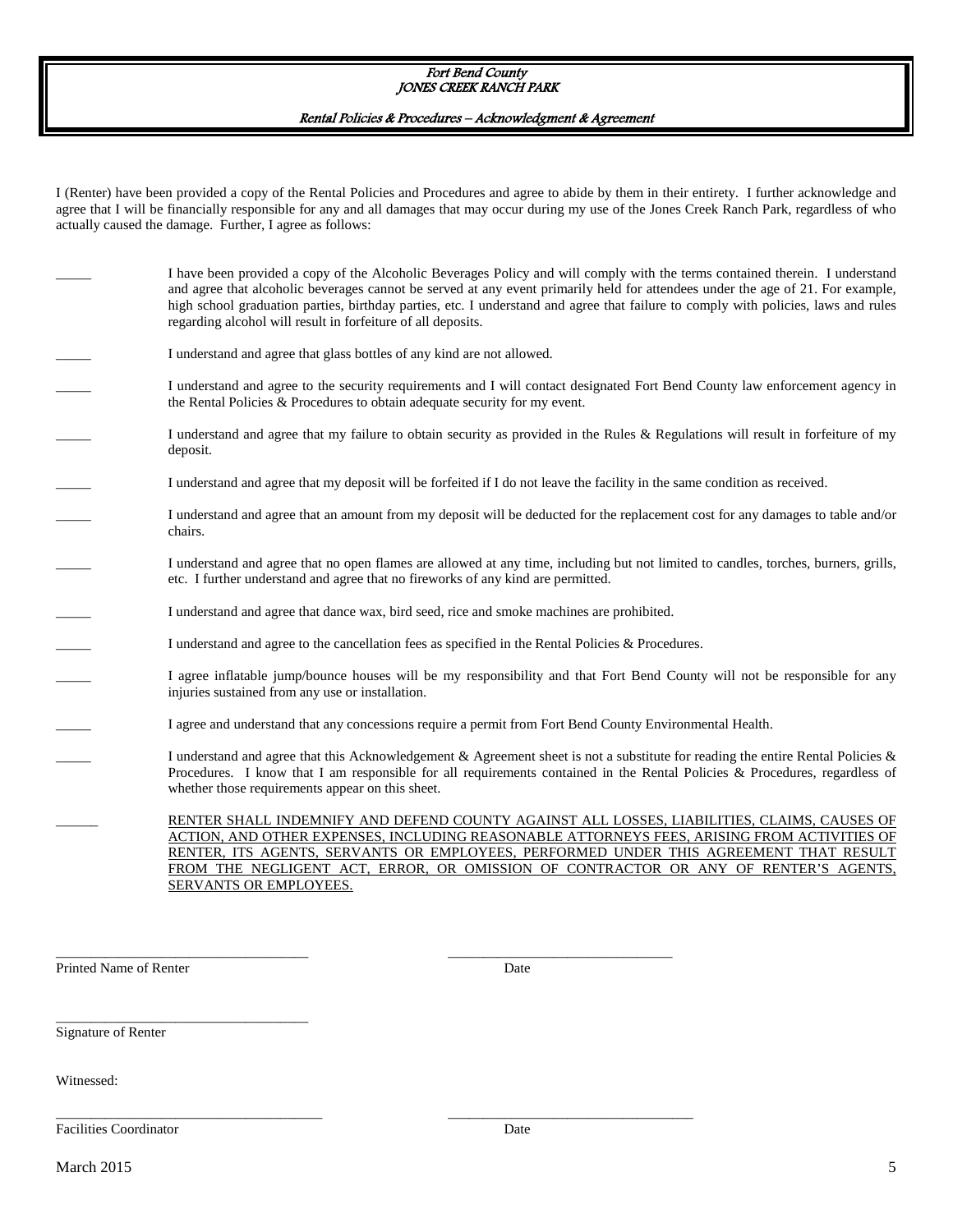*Fort Bend County*
*JONES CREEK RANCH PARK*

*Rental Policies & Procedures – Acknowledgment & Agreement*

I (Renter) have been provided a copy of the Rental Policies and Procedures and agree to abide by them in their entirety. I further acknowledge and agree that I will be financially responsible for any and all damages that may occur during my use of the Jones Creek Ranch Park, regardless of who actually caused the damage. Further, I agree as follows:

_____ I have been provided a copy of the Alcoholic Beverages Policy and will comply with the terms contained therein. I understand and agree that alcoholic beverages cannot be served at any event primarily held for attendees under the age of 21. For example, high school graduation parties, birthday parties, etc. I understand and agree that failure to comply with policies, laws and rules regarding alcohol will result in forfeiture of all deposits.

_____ I understand and agree that glass bottles of any kind are not allowed.

_____ I understand and agree to the security requirements and I will contact designated Fort Bend County law enforcement agency in the Rental Policies & Procedures to obtain adequate security for my event.

_____ I understand and agree that my failure to obtain security as provided in the Rules & Regulations will result in forfeiture of my deposit.

_____ I understand and agree that my deposit will be forfeited if I do not leave the facility in the same condition as received.

_____ I understand and agree that an amount from my deposit will be deducted for the replacement cost for any damages to table and/or chairs.

_____ I understand and agree that no open flames are allowed at any time, including but not limited to candles, torches, burners, grills, etc. I further understand and agree that no fireworks of any kind are permitted.

_____ I understand and agree that dance wax, bird seed, rice and smoke machines are prohibited.

_____ I understand and agree to the cancellation fees as specified in the Rental Policies & Procedures.

_____ I agree inflatable jump/bounce houses will be my responsibility and that Fort Bend County will not be responsible for any injuries sustained from any use or installation.

_____ I agree and understand that any concessions require a permit from Fort Bend County Environmental Health.

_____ I understand and agree that this Acknowledgement & Agreement sheet is not a substitute for reading the entire Rental Policies & Procedures. I know that I am responsible for all requirements contained in the Rental Policies & Procedures, regardless of whether those requirements appear on this sheet.

______ <u>RENTER SHALL INDEMNIFY AND DEFEND COUNTY AGAINST ALL LOSSES, LIABILITIES, CLAIMS, CAUSES OF ACTION, AND OTHER EXPENSES, INCLUDING REASONABLE ATTORNEYS FEES, ARISING FROM ACTIVITIES OF RENTER, ITS AGENTS, SERVANTS OR EMPLOYEES, PERFORMED UNDER THIS AGREEMENT THAT RESULT FROM THE NEGLIGENT ACT, ERROR, OR OMISSION OF CONTRACTOR OR ANY OF RENTER'S AGENTS, SERVANTS OR EMPLOYEES.</u>

___________________________________ ___________________________________
Printed Name of Renter Date

___________________________________
Signature of Renter

Witnessed:

___________________________________ ___________________________________
Facilities Coordinator Date

March 2015